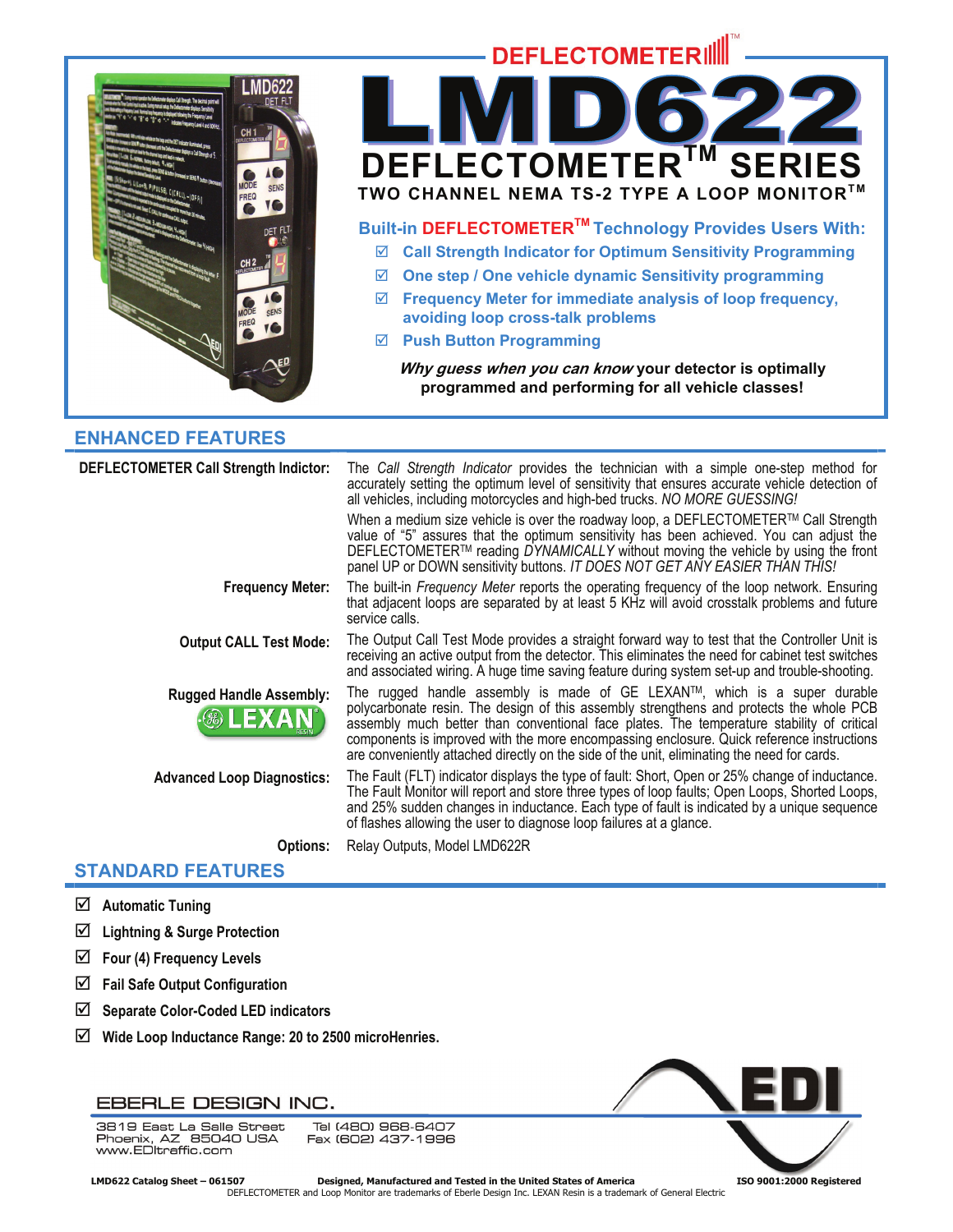DEFLECTOMETER™

# LMD622

## DEFLECTOMETER™ SERIES

**TWO CHANNEL NEMA TS-2 TYPE A LOOP MONITOR™**

### Built-in DEFLECTOMETER™ Technology Provides Users With:

- ☑ Call Strength Indicator for Optimum Sensitivity Programming
- ☑ One step / One vehicle dynamic Sensitivity programming
- ☑ Frequency Meter for immediate analysis of loop frequency, avoiding loop cross-talk problems
- ☑ Push Button Programming

***Why guess when you can know*** **your detector is optimally programmed and performing for all vehicle classes!**

## ENHANCED FEATURES

**DEFLECTOMETER Call Strength Indictor:** The *Call Strength Indicator* provides the technician with a simple one-step method for accurately setting the optimum level of sensitivity that ensures accurate vehicle detection of all vehicles, including motorcycles and high-bed trucks. *NO MORE GUESSING!*

When a medium size vehicle is over the roadway loop, a DEFLECTOMETER™ Call Strength value of "5" assures that the optimum sensitivity has been achieved. You can adjust the DEFLECTOMETER™ reading *DYNAMICALLY* without moving the vehicle by using the front panel UP or DOWN sensitivity buttons. *IT DOES NOT GET ANY EASIER THAN THIS!*

**Frequency Meter:** The built-in *Frequency Meter* reports the operating frequency of the loop network. Ensuring that adjacent loops are separated by at least 5 KHz will avoid crosstalk problems and future service calls.

**Output CALL Test Mode:** The Output Call Test Mode provides a straight forward way to test that the Controller Unit is receiving an active output from the detector. This eliminates the need for cabinet test switches and associated wiring. A huge time saving feature during system set-up and trouble-shooting.

**Rugged Handle Assembly:** The rugged handle assembly is made of GE LEXAN™, which is a super durable polycarbonate resin. The design of this assembly strengthens and protects the whole PCB assembly much better than conventional face plates. The temperature stability of critical components is improved with the more encompassing enclosure. Quick reference instructions are conveniently attached directly on the side of the unit, eliminating the need for cards.

**Advanced Loop Diagnostics:** The Fault (FLT) indicator displays the type of fault: Short, Open or 25% change of inductance. The Fault Monitor will report and store three types of loop faults; Open Loops, Shorted Loops, and 25% sudden changes in inductance. Each type of fault is indicated by a unique sequence of flashes allowing the user to diagnose loop failures at a glance.

**Options:** Relay Outputs, Model LMD622R

## STANDARD FEATURES

- ☑ **Automatic Tuning**
- ☑ **Lightning & Surge Protection**
- ☑ **Four (4) Frequency Levels**
- ☑ **Fail Safe Output Configuration**
- ☑ **Separate Color-Coded LED indicators**
- ☑ **Wide Loop Inductance Range: 20 to 2500 microHenries.**

EBERLE DESIGN INC.

3819 East La Salle Street
Phoenix, AZ 85040 USA
www.EDItraffic.com

Tel (480) 968-6407
Fax (602) 437-1996

LMD622 Catalog Sheet – 061507 | Designed, Manufactured and Tested in the United States of America | ISO 9001:2000 Registered

DEFLECTOMETER and Loop Monitor are trademarks of Eberle Design Inc. LEXAN Resin is a trademark of General Electric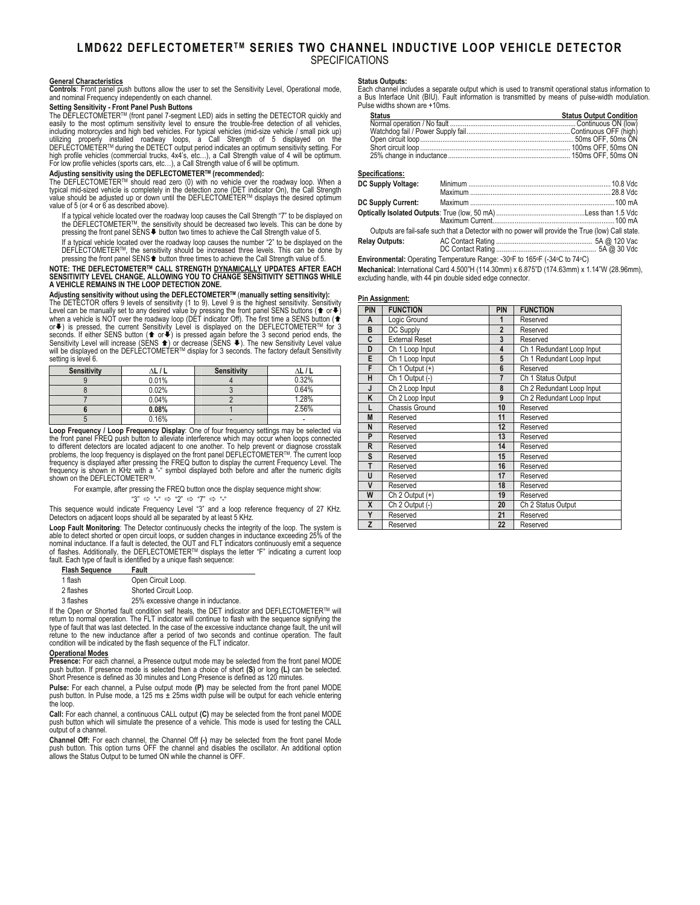# LMD622 DEFLECTOMETER™ SERIES TWO CHANNEL INDUCTIVE LOOP VEHICLE DETECTOR

SPECIFICATIONS

**General Characteristics**

**Controls**: Front panel push buttons allow the user to set the Sensitivity Level, Operational mode, and nominal Frequency independently on each channel.

**Setting Sensitivity - Front Panel Push Buttons**

The DEFLECTOMETER™ (front panel 7-segment LED) aids in setting the DETECTOR quickly and easily to the most optimum sensitivity level to ensure the trouble-free detection of all vehicles, including motorcycles and high bed vehicles. For typical vehicles (mid-size vehicle / small pick up) utilizing properly installed roadway loops, a Call Strength of 5 displayed on the DEFLECTOMETER™ during the DETECT output period indicates an optimum sensitivity setting. For high profile vehicles (commercial trucks, 4x4's, etc…), a Call Strength value of 4 will be optimum. For low profile vehicles (sports cars, etc…), a Call Strength value of 6 will be optimum.

**Adjusting sensitivity using the DEFLECTOMETER™ (recommended):**

The DEFLECTOMETER™ should read zero (0) with no vehicle over the roadway loop. When a typical mid-sized vehicle is completely in the detection zone (DET indicator On), the Call Strength value should be adjusted up or down until the DEFLECTOMETER™ displays the desired optimum value of 5 (or 4 or 6 as described above).

If a typical vehicle located over the roadway loop causes the Call Strength "7" to be displayed on the DEFLECTOMETER™, the sensitivity should be decreased two levels. This can be done by pressing the front panel SENS⬇ button two times to achieve the Call Strength value of 5.

If a typical vehicle located over the roadway loop causes the number "2" to be displayed on the DEFLECTOMETER™, the sensitivity should be increased three levels. This can be done by pressing the front panel SENS⬆ button three times to achieve the Call Strength value of 5.

**NOTE: THE DEFLECTOMETER™ CALL STRENGTH DYNAMICALLY UPDATES AFTER EACH SENSITIVITY LEVEL CHANGE, ALLOWING YOU TO CHANGE SENSITIVITY SETTINGS WHILE A VEHICLE REMAINS IN THE LOOP DETECTION ZONE.**

**Adjusting sensitivity without using the DEFLECTOMETER™ (manually setting sensitivity):**

The DETECTOR offers 9 levels of sensitivity (1 to 9). Level 9 is the highest sensitivity. Sensitivity Level can be manually set to any desired value by pressing the front panel SENS buttons (⬆ or⬇) when a vehicle is NOT over the roadway loop (DET indicator Off). The first time a SENS button (⬆ or⬇) is pressed, the current Sensitivity Level is displayed on the DEFLECTOMETER™ for 3 seconds. If either SENS button (⬆ or⬇) is pressed again before the 3 second period ends, the Sensitivity Level will increase (SENS ⬆) or decrease (SENS ⬇). The new Sensitivity Level value will be displayed on the DEFLECTOMETER™ display for 3 seconds. The factory default Sensitivity setting is level 6.

| Sensitivity | ∆L / L | Sensitivity | ∆L / L |
|---|---|---|---|
| 9 | 0.01% | 4 | 0.32% |
| 8 | 0.02% | 3 | 0.64% |
| 7 | 0.04% | 2 | 1.28% |
| **6** | **0.08%** | 1 | 2.56% |
| 5 | 0.16% | - | - |

**Loop Frequency / Loop Frequency Display**: One of four frequency settings may be selected via the front panel FREQ push button to alleviate interference which may occur when loops connected to different detectors are located adjacent to one another. To help prevent or diagnose crosstalk problems, the loop frequency is displayed on the front panel DEFLECTOMETER™. The current loop frequency is displayed after pressing the FREQ button to display the current Frequency Level. The frequency is shown in KHz with a "-" symbol displayed both before and after the numeric digits shown on the DEFLECTOMETER™.

For example, after pressing the FREQ button once the display sequence might show:

"3" ⇨ "-" ⇨ "2" ⇨ "7" ⇨ "-"

This sequence would indicate Frequency Level "3" and a loop reference frequency of 27 KHz. Detectors on adjacent loops should all be separated by at least 5 KHz.

**Loop Fault Monitoring**: The Detector continuously checks the integrity of the loop. The system is able to detect shorted or open circuit loops, or sudden changes in inductance exceeding 25% of the nominal inductance. If a fault is detected, the OUT and FLT indicators continuously emit a sequence of flashes. Additionally, the DEFLECTOMETER™ displays the letter "F" indicating a current loop fault. Each type of fault is identified by a unique flash sequence:

| Flash Sequence | Fault |
|---|---|
| 1 flash | Open Circuit Loop. |
| 2 flashes | Shorted Circuit Loop. |
| 3 flashes | 25% excessive change in inductance. |

If the Open or Shorted fault condition self heals, the DET indicator and DEFLECTOMETER™ will return to normal operation. The FLT indicator will continue to flash with the sequence signifying the type of fault that was last detected. In the case of the excessive inductance change fault, the unit will retune to the new inductance after a period of two seconds and continue operation. The fault condition will be indicated by the flash sequence of the FLT indicator.

**Operational Modes**

**Presence:** For each channel, a Presence output mode may be selected from the front panel MODE push button. If presence mode is selected then a choice of short **(S)** or long **(L)** can be selected. Short Presence is defined as 30 minutes and Long Presence is defined as 120 minutes.

**Pulse:** For each channel, a Pulse output mode **(P)** may be selected from the front panel MODE push button. In Pulse mode, a 125 ms ± 25ms width pulse will be output for each vehicle entering the loop.

**Call:** For each channel, a continuous CALL output **(C)** may be selected from the front panel MODE push button which will simulate the presence of a vehicle. This mode is used for testing the CALL output of a channel.

**Channel Off:** For each channel, the Channel Off **(-)** may be selected from the front panel Mode push button. This option turns OFF the channel and disables the oscillator. An additional option allows the Status Output to be turned ON while the channel is OFF.

**Status Outputs:**

Each channel includes a separate output which is used to transmit operational status information to a Bus Interface Unit (BIU). Fault information is transmitted by means of pulse-width modulation. Pulse widths shown are +10ms.

| Status | Status Output Condition |
|---|---|
| Normal operation / No fault | Continuous ON (low) |
| Watchdog fail / Power Supply fail | Continuous OFF (high) |
| Open circuit loop | 50ms OFF, 50ms ON |
| Short circuit loop | 100ms OFF, 50ms ON |
| 25% change in inductance | 150ms OFF, 50ms ON |

**Specifications:**

| | | |
|---|---|---|
| **DC Supply Voltage:** | Minimum | 10.8 Vdc |
| | Maximum | 28.8 Vdc |
| **DC Supply Current:** | Maximum | 100 mA |
| **Optically Isolated Outputs**: | True (low, 50 mA) | Less than 1.5 Vdc |
| | Maximum Current | 100 mA |

Outputs are fail-safe such that a Detector with no power will provide the True (low) Call state.

| | | |
|---|---|---|
| **Relay Outputs:** | AC Contact Rating | 5A @ 120 Vac |
| | DC Contact Rating | 5A @ 30 Vdc |

**Environmental:** Operating Temperature Range: -30°F to 165°F (-34°C to 74°C)

**Mechanical:** International Card 4.500"H (114.30mm) x 6.875"D (174.63mm) x 1.14"W (28.96mm), excluding handle, with 44 pin double sided edge connector.

**Pin Assignment:**

| PIN | FUNCTION | PIN | FUNCTION |
|---|---|---|---|
| A | Logic Ground | 1 | Reserved |
| B | DC Supply | 2 | Reserved |
| C | External Reset | 3 | Reserved |
| D | Ch 1 Loop Input | 4 | Ch 1 Redundant Loop Input |
| E | Ch 1 Loop Input | 5 | Ch 1 Redundant Loop Input |
| F | Ch 1 Output (+) | 6 | Reserved |
| H | Ch 1 Output (-) | 7 | Ch 1 Status Output |
| J | Ch 2 Loop Input | 8 | Ch 2 Redundant Loop Input |
| K | Ch 2 Loop Input | 9 | Ch 2 Redundant Loop Input |
| L | Chassis Ground | 10 | Reserved |
| M | Reserved | 11 | Reserved |
| N | Reserved | 12 | Reserved |
| P | Reserved | 13 | Reserved |
| R | Reserved | 14 | Reserved |
| S | Reserved | 15 | Reserved |
| T | Reserved | 16 | Reserved |
| U | Reserved | 17 | Reserved |
| V | Reserved | 18 | Reserved |
| W | Ch 2 Output (+) | 19 | Reserved |
| X | Ch 2 Output (-) | 20 | Ch 2 Status Output |
| Y | Reserved | 21 | Reserved |
| Z | Reserved | 22 | Reserved |